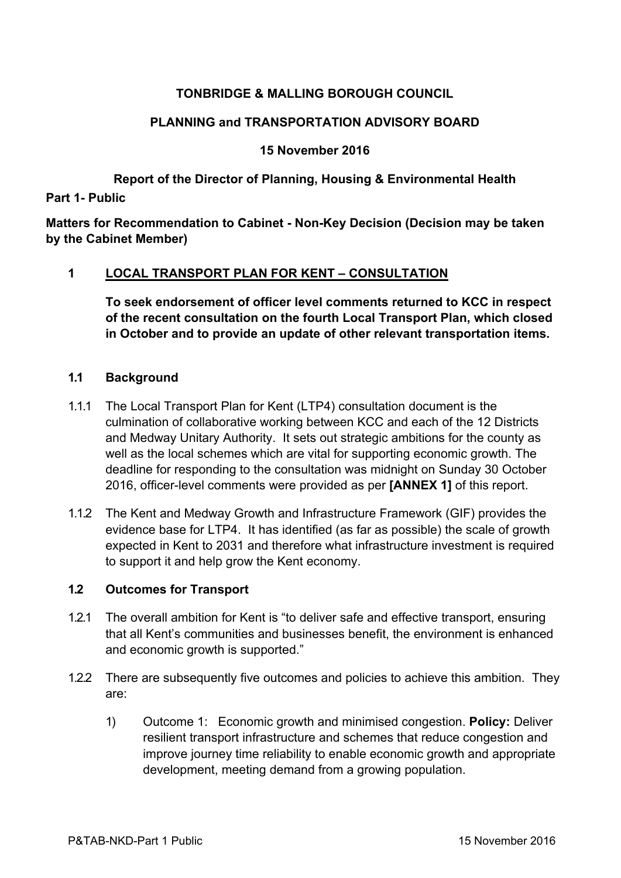**TONBRIDGE & MALLING BOROUGH COUNCIL**

**PLANNING and TRANSPORTATION ADVISORY BOARD**

**15 November 2016**

**Report of the Director of Planning, Housing & Environmental Health**

**Part 1- Public**

**Matters for Recommendation to Cabinet - Non-Key Decision (Decision may be taken by the Cabinet Member)**

## 1 LOCAL TRANSPORT PLAN FOR KENT – CONSULTATION

**To seek endorsement of officer level comments returned to KCC in respect of the recent consultation on the fourth Local Transport Plan, which closed in October and to provide an update of other relevant transportation items.**

### 1.1 Background

1.1.1 The Local Transport Plan for Kent (LTP4) consultation document is the culmination of collaborative working between KCC and each of the 12 Districts and Medway Unitary Authority. It sets out strategic ambitions for the county as well as the local schemes which are vital for supporting economic growth. The deadline for responding to the consultation was midnight on Sunday 30 October 2016, officer-level comments were provided as per **[ANNEX 1]** of this report.

1.1.2 The Kent and Medway Growth and Infrastructure Framework (GIF) provides the evidence base for LTP4. It has identified (as far as possible) the scale of growth expected in Kent to 2031 and therefore what infrastructure investment is required to support it and help grow the Kent economy.

### 1.2 Outcomes for Transport

1.2.1 The overall ambition for Kent is "to deliver safe and effective transport, ensuring that all Kent's communities and businesses benefit, the environment is enhanced and economic growth is supported."

1.2.2 There are subsequently five outcomes and policies to achieve this ambition. They are:

1) Outcome 1: Economic growth and minimised congestion. **Policy:** Deliver resilient transport infrastructure and schemes that reduce congestion and improve journey time reliability to enable economic growth and appropriate development, meeting demand from a growing population.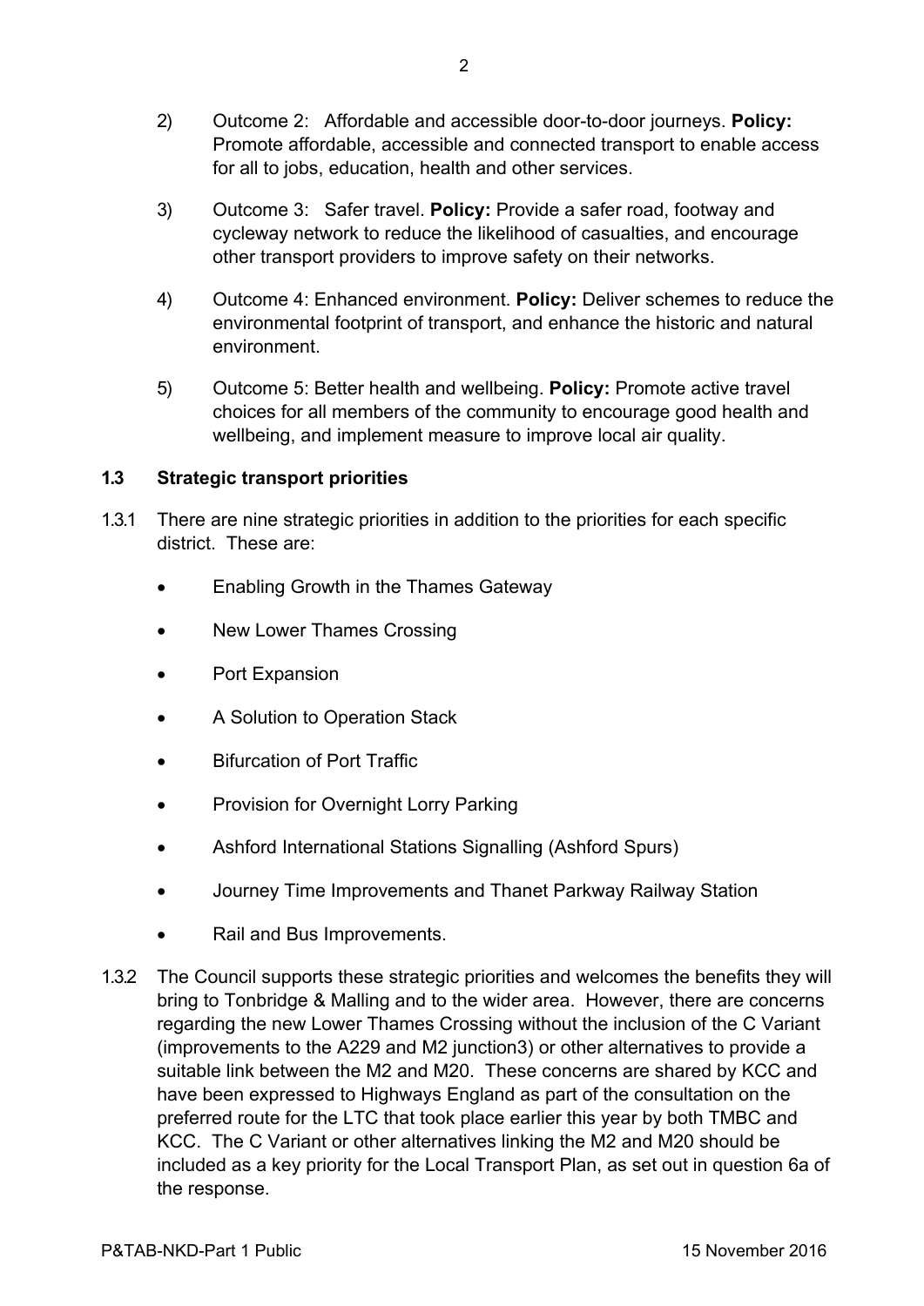2) Outcome 2: Affordable and accessible door-to-door journeys. **Policy:** Promote affordable, accessible and connected transport to enable access for all to jobs, education, health and other services.

3) Outcome 3: Safer travel. **Policy:** Provide a safer road, footway and cycleway network to reduce the likelihood of casualties, and encourage other transport providers to improve safety on their networks.

4) Outcome 4: Enhanced environment. **Policy:** Deliver schemes to reduce the environmental footprint of transport, and enhance the historic and natural environment.

5) Outcome 5: Better health and wellbeing. **Policy:** Promote active travel choices for all members of the community to encourage good health and wellbeing, and implement measure to improve local air quality.

### 1.3 Strategic transport priorities

1.3.1 There are nine strategic priorities in addition to the priorities for each specific district. These are:

- Enabling Growth in the Thames Gateway
- New Lower Thames Crossing
- Port Expansion
- A Solution to Operation Stack
- Bifurcation of Port Traffic
- Provision for Overnight Lorry Parking
- Ashford International Stations Signalling (Ashford Spurs)
- Journey Time Improvements and Thanet Parkway Railway Station
- Rail and Bus Improvements.

1.3.2 The Council supports these strategic priorities and welcomes the benefits they will bring to Tonbridge & Malling and to the wider area. However, there are concerns regarding the new Lower Thames Crossing without the inclusion of the C Variant (improvements to the A229 and M2 junction3) or other alternatives to provide a suitable link between the M2 and M20. These concerns are shared by KCC and have been expressed to Highways England as part of the consultation on the preferred route for the LTC that took place earlier this year by both TMBC and KCC. The C Variant or other alternatives linking the M2 and M20 should be included as a key priority for the Local Transport Plan, as set out in question 6a of the response.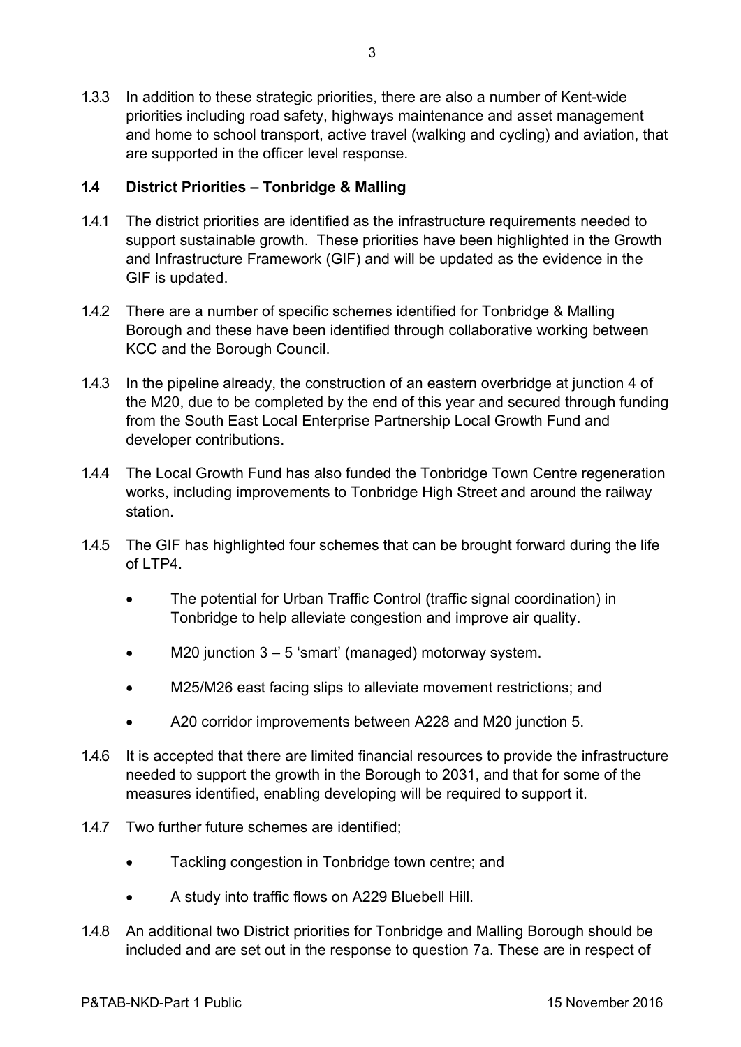1.3.3 In addition to these strategic priorities, there are also a number of Kent-wide priorities including road safety, highways maintenance and asset management and home to school transport, active travel (walking and cycling) and aviation, that are supported in the officer level response.

## 1.4 District Priorities – Tonbridge & Malling

1.4.1 The district priorities are identified as the infrastructure requirements needed to support sustainable growth. These priorities have been highlighted in the Growth and Infrastructure Framework (GIF) and will be updated as the evidence in the GIF is updated.

1.4.2 There are a number of specific schemes identified for Tonbridge & Malling Borough and these have been identified through collaborative working between KCC and the Borough Council.

1.4.3 In the pipeline already, the construction of an eastern overbridge at junction 4 of the M20, due to be completed by the end of this year and secured through funding from the South East Local Enterprise Partnership Local Growth Fund and developer contributions.

1.4.4 The Local Growth Fund has also funded the Tonbridge Town Centre regeneration works, including improvements to Tonbridge High Street and around the railway station.

1.4.5 The GIF has highlighted four schemes that can be brought forward during the life of LTP4.

- The potential for Urban Traffic Control (traffic signal coordination) in Tonbridge to help alleviate congestion and improve air quality.
- M20 junction 3 – 5 'smart' (managed) motorway system.
- M25/M26 east facing slips to alleviate movement restrictions; and
- A20 corridor improvements between A228 and M20 junction 5.

1.4.6 It is accepted that there are limited financial resources to provide the infrastructure needed to support the growth in the Borough to 2031, and that for some of the measures identified, enabling developing will be required to support it.

1.4.7 Two further future schemes are identified;

- Tackling congestion in Tonbridge town centre; and
- A study into traffic flows on A229 Bluebell Hill.

1.4.8 An additional two District priorities for Tonbridge and Malling Borough should be included and are set out in the response to question 7a. These are in respect of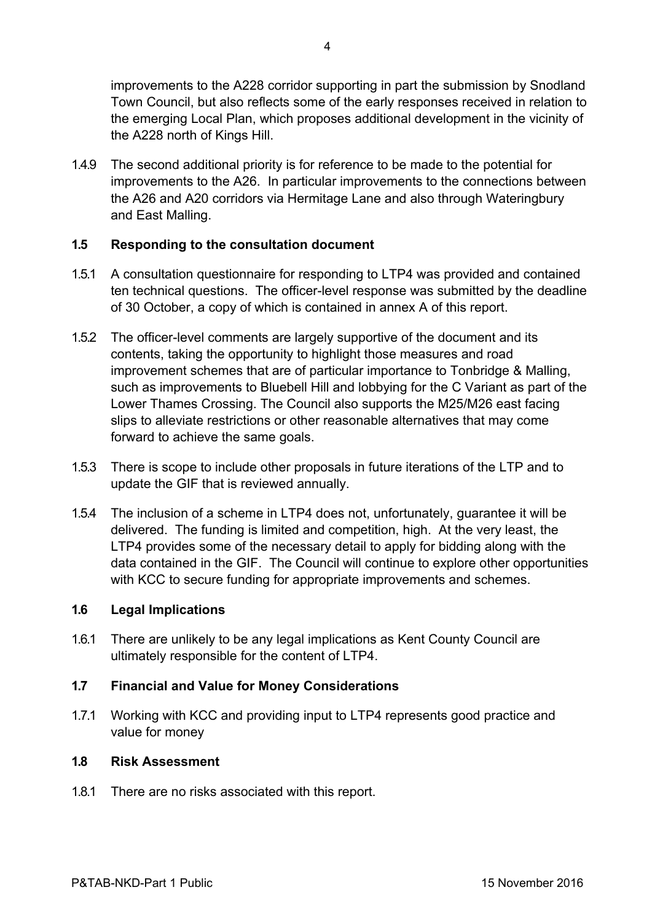improvements to the A228 corridor supporting in part the submission by Snodland Town Council, but also reflects some of the early responses received in relation to the emerging Local Plan, which proposes additional development in the vicinity of the A228 north of Kings Hill.

1.4.9 The second additional priority is for reference to be made to the potential for improvements to the A26. In particular improvements to the connections between the A26 and A20 corridors via Hermitage Lane and also through Wateringbury and East Malling.

## 1.5 Responding to the consultation document

1.5.1 A consultation questionnaire for responding to LTP4 was provided and contained ten technical questions. The officer-level response was submitted by the deadline of 30 October, a copy of which is contained in annex A of this report.

1.5.2 The officer-level comments are largely supportive of the document and its contents, taking the opportunity to highlight those measures and road improvement schemes that are of particular importance to Tonbridge & Malling, such as improvements to Bluebell Hill and lobbying for the C Variant as part of the Lower Thames Crossing. The Council also supports the M25/M26 east facing slips to alleviate restrictions or other reasonable alternatives that may come forward to achieve the same goals.

1.5.3 There is scope to include other proposals in future iterations of the LTP and to update the GIF that is reviewed annually.

1.5.4 The inclusion of a scheme in LTP4 does not, unfortunately, guarantee it will be delivered. The funding is limited and competition, high. At the very least, the LTP4 provides some of the necessary detail to apply for bidding along with the data contained in the GIF. The Council will continue to explore other opportunities with KCC to secure funding for appropriate improvements and schemes.

## 1.6 Legal Implications

1.6.1 There are unlikely to be any legal implications as Kent County Council are ultimately responsible for the content of LTP4.

## 1.7 Financial and Value for Money Considerations

1.7.1 Working with KCC and providing input to LTP4 represents good practice and value for money

## 1.8 Risk Assessment

1.8.1 There are no risks associated with this report.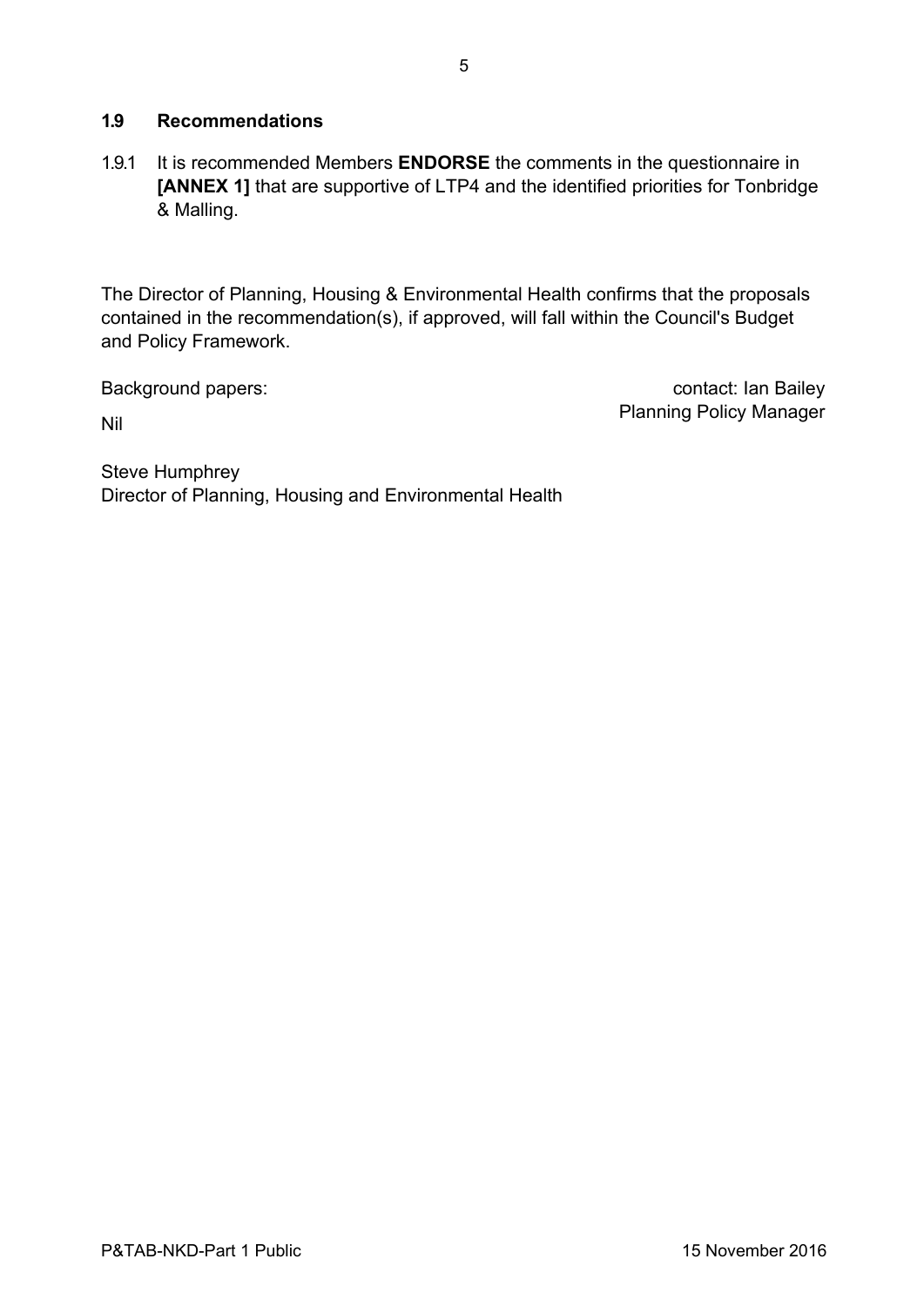### 1.9 Recommendations

1.9.1 It is recommended Members **ENDORSE** the comments in the questionnaire in **[ANNEX 1]** that are supportive of LTP4 and the identified priorities for Tonbridge & Malling.

The Director of Planning, Housing & Environmental Health confirms that the proposals contained in the recommendation(s), if approved, will fall within the Council's Budget and Policy Framework.

Background papers:

Nil

contact: Ian Bailey
Planning Policy Manager

Steve Humphrey
Director of Planning, Housing and Environmental Health